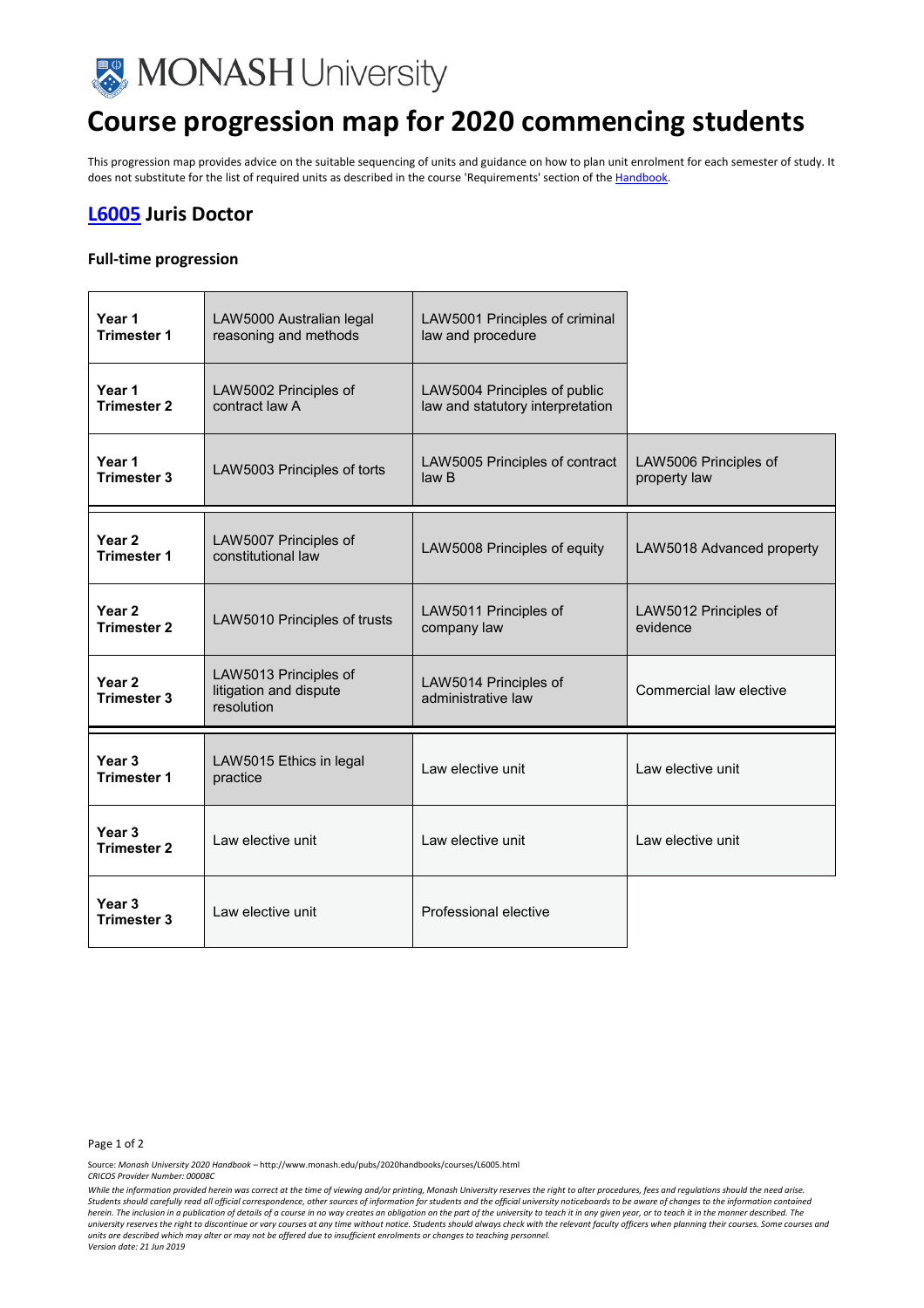# Course progression map for 2020 commencing students

This progression map provides advice on the suitable sequencing of units and guidance on how to plan unit enrolment for each semester of study. It does not substitute for the list of required units as described in the course 'Requirements' section of the [Handbook](http://www.monash.edu/pubs/2020handbooks/courses/L6005.html).

## [L6005](http://www.monash.edu/pubs/2020handbooks/courses/L6005.html) Juris Doctor

### Full-time progression

| | | | |
|---|---|---|---|
| **Year 1 Trimester 1** | LAW5000 Australian legal reasoning and methods | LAW5001 Principles of criminal law and procedure | |
| **Year 1 Trimester 2** | LAW5002 Principles of contract law A | LAW5004 Principles of public law and statutory interpretation | |
| **Year 1 Trimester 3** | LAW5003 Principles of torts | LAW5005 Principles of contract law B | LAW5006 Principles of property law |
| **Year 2 Trimester 1** | LAW5007 Principles of constitutional law | LAW5008 Principles of equity | LAW5018 Advanced property |
| **Year 2 Trimester 2** | LAW5010 Principles of trusts | LAW5011 Principles of company law | LAW5012 Principles of evidence |
| **Year 2 Trimester 3** | LAW5013 Principles of litigation and dispute resolution | LAW5014 Principles of administrative law | Commercial law elective |
| **Year 3 Trimester 1** | LAW5015 Ethics in legal practice | Law elective unit | Law elective unit |
| **Year 3 Trimester 2** | Law elective unit | Law elective unit | Law elective unit |
| **Year 3 Trimester 3** | Law elective unit | Professional elective | |

Source: *Monash University 2020 Handbook* – http://www.monash.edu/pubs/2020handbooks/courses/L6005.html
*CRICOS Provider Number: 00008C*

*While the information provided herein was correct at the time of viewing and/or printing, Monash University reserves the right to alter procedures, fees and regulations should the need arise. Students should carefully read all official correspondence, other sources of information for students and the official university noticeboards to be aware of changes to the information contained herein. The inclusion in a publication of details of a course in no way creates an obligation on the part of the university to teach it in any given year, or to teach it in the manner described. The university reserves the right to discontinue or vary courses at any time without notice. Students should always check with the relevant faculty officers when planning their courses. Some courses and units are described which may alter or may not be offered due to insufficient enrolments or changes to teaching personnel.*
*Version date: 21 Jun 2019*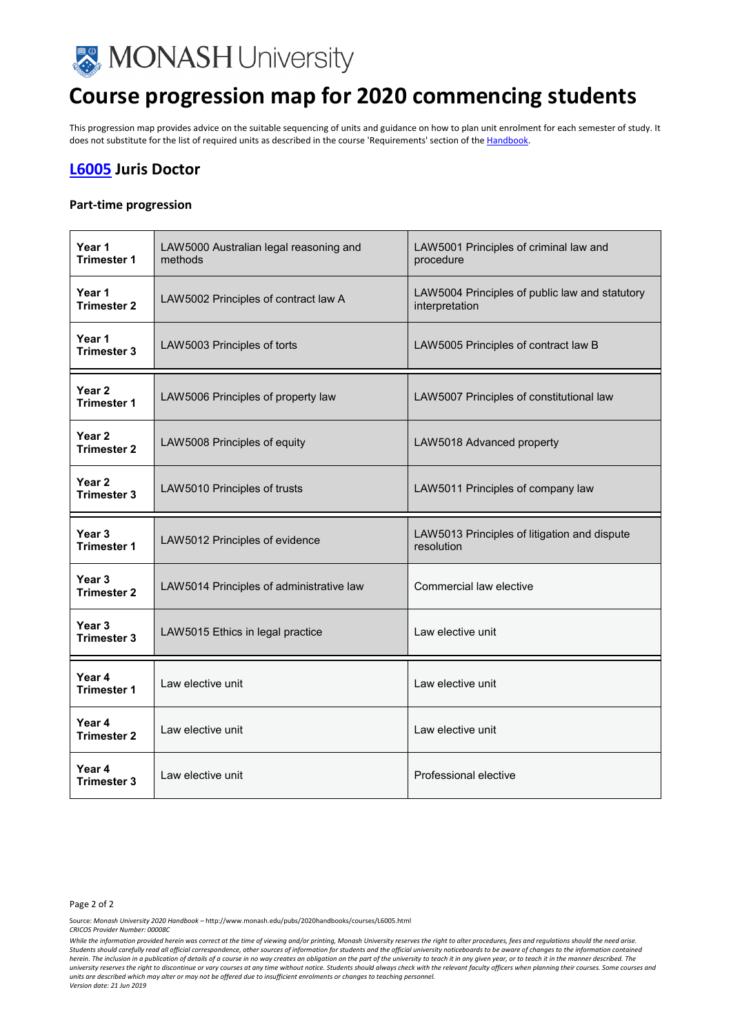# MONASH University

# Course progression map for 2020 commencing students

This progression map provides advice on the suitable sequencing of units and guidance on how to plan unit enrolment for each semester of study. It does not substitute for the list of required units as described in the course 'Requirements' section of the [Handbook](http://www.monash.edu/pubs/2020handbooks/courses/L6005.html).

## [L6005](http://www.monash.edu/pubs/2020handbooks/courses/L6005.html) Juris Doctor

### Part-time progression

| | | |
|---|---|---|
| **Year 1 Trimester 1** | LAW5000 Australian legal reasoning and methods | LAW5001 Principles of criminal law and procedure |
| **Year 1 Trimester 2** | LAW5002 Principles of contract law A | LAW5004 Principles of public law and statutory interpretation |
| **Year 1 Trimester 3** | LAW5003 Principles of torts | LAW5005 Principles of contract law B |
| **Year 2 Trimester 1** | LAW5006 Principles of property law | LAW5007 Principles of constitutional law |
| **Year 2 Trimester 2** | LAW5008 Principles of equity | LAW5018 Advanced property |
| **Year 2 Trimester 3** | LAW5010 Principles of trusts | LAW5011 Principles of company law |
| **Year 3 Trimester 1** | LAW5012 Principles of evidence | LAW5013 Principles of litigation and dispute resolution |
| **Year 3 Trimester 2** | LAW5014 Principles of administrative law | Commercial law elective |
| **Year 3 Trimester 3** | LAW5015 Ethics in legal practice | Law elective unit |
| **Year 4 Trimester 1** | Law elective unit | Law elective unit |
| **Year 4 Trimester 2** | Law elective unit | Law elective unit |
| **Year 4 Trimester 3** | Law elective unit | Professional elective |

Source: *Monash University 2020 Handbook* – http://www.monash.edu/pubs/2020handbooks/courses/L6005.html
*CRICOS Provider Number: 00008C*

*While the information provided herein was correct at the time of viewing and/or printing, Monash University reserves the right to alter procedures, fees and regulations should the need arise. Students should carefully read all official correspondence, other sources of information for students and the official university noticeboards to be aware of changes to the information contained herein. The inclusion in a publication of details of a course in no way creates an obligation on the part of the university to teach it in any given year, or to teach it in the manner described. The university reserves the right to discontinue or vary courses at any time without notice. Students should always check with the relevant faculty officers when planning their courses. Some courses and units are described which may alter or may not be offered due to insufficient enrolments or changes to teaching personnel.*
*Version date: 21 Jun 2019*